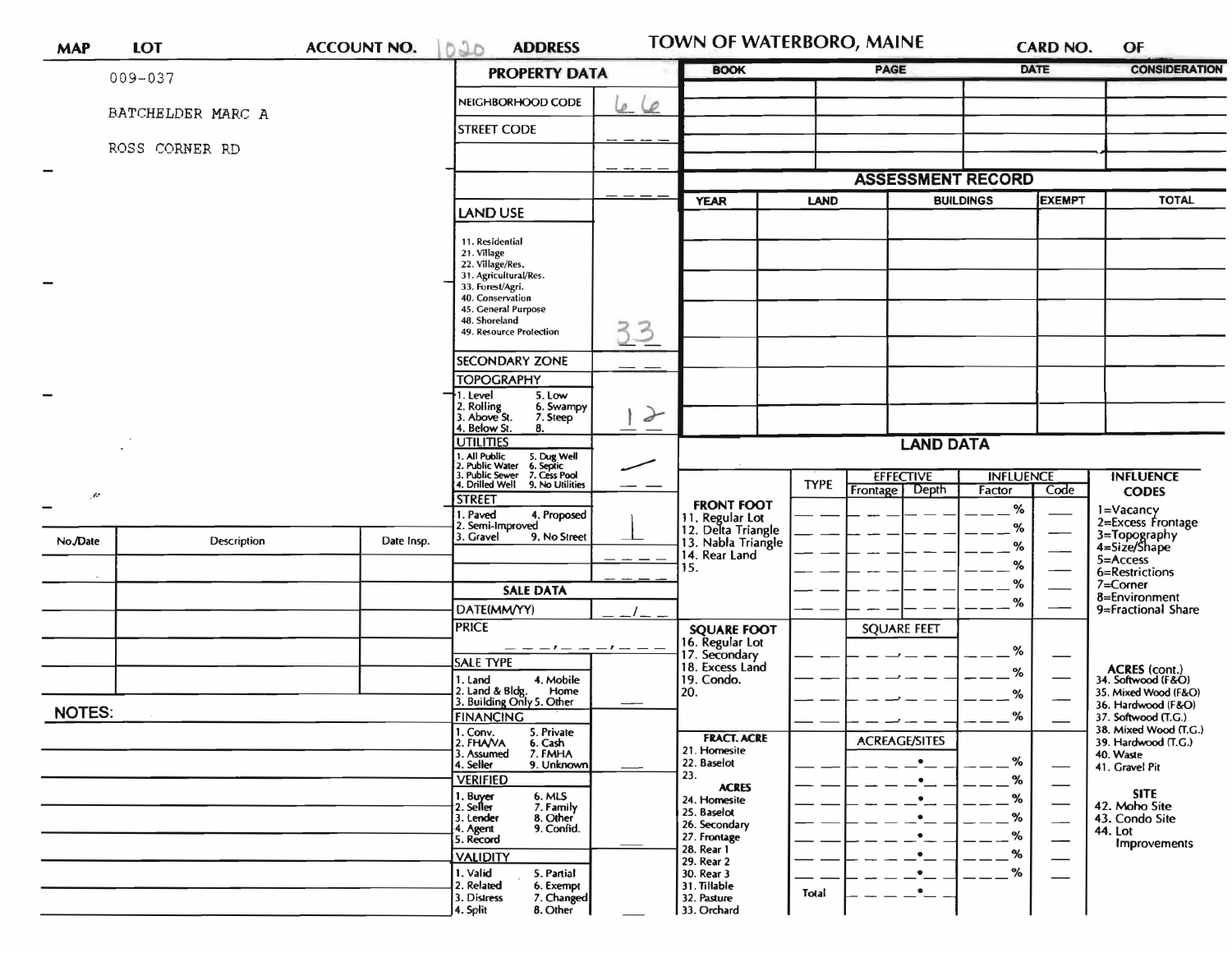| MAP | LOT | ACCOUNT NO. 1020 | ADDRESS | TOWN OF WATERBORO, MAINE | CARD NO. | OF |
|---|---|---|---|---|---|---|

009-037

BATCHELDER MARC A

ROSS CORNER RD

## PROPERTY DATA

| | |
|---|---|
| NEIGHBORHOOD CODE | 66 |
| STREET CODE | |
| LAND USE<br>11. Residential<br>21. Village<br>22. Village/Res.<br>31. Agricultural/Res.<br>33. Forest/Agri.<br>40. Conservation<br>45. General Purpose<br>48. Shoreland<br>49. Resource Protection | 33 |
| SECONDARY ZONE | |
| TOPOGRAPHY<br>1. Level 5. Low<br>2. Rolling 6. Swampy<br>3. Above St. 7. Steep<br>4. Below St. 8. | 12 |
| UTILITIES<br>1. All Public 5. Dug Well<br>2. Public Water 6. Septic<br>3. Public Sewer 7. Cess Pool<br>4. Drilled Well 9. No Utilities | / |
| STREET<br>1. Paved 4. Proposed<br>2. Semi-Improved<br>3. Gravel 9. No Street | 1 |

## SALE DATA

| | |
|---|---|
| DATE(MM/YY) | |
| PRICE | |
| SALE TYPE<br>1. Land 4. Mobile Home<br>2. Land & Bldg. 5. Other<br>3. Building Only | |
| FINANCING<br>1. Conv. 5. Private<br>2. FHA/VA 6. Cash<br>3. Assumed 7. FMHA<br>4. Seller 9. Unknown | |
| VERIFIED<br>1. Buyer 6. MLS<br>2. Seller 7. Family<br>3. Lender 8. Other<br>4. Agent 9. Confid.<br>5. Record | |
| VALIDITY<br>1. Valid 5. Partial<br>2. Related 6. Exempt<br>3. Distress 7. Changed<br>4. Split 8. Other | |

| BOOK | PAGE | DATE | CONSIDERATION |
|---|---|---|---|
| | | | |
| | | | |
| | | | |
| | | | |

## ASSESSMENT RECORD

| YEAR | LAND | BUILDINGS | EXEMPT | TOTAL |
|---|---|---|---|---|
| | | | | |
| | | | | |
| | | | | |
| | | | | |
| | | | | |
| | | | | |
| | | | | |

## LAND DATA

| | TYPE | EFFECTIVE Frontage | EFFECTIVE Depth | INFLUENCE Factor | INFLUENCE Code |
|---|---|---|---|---|---|
| FRONT FOOT<br>11. Regular Lot<br>12. Delta Triangle<br>13. Nabla Triangle<br>14. Rear Land<br>15. | | | | % | |
| | | SQUARE FEET | | | |
| SQUARE FOOT<br>16. Regular Lot<br>17. Secondary<br>18. Excess Land<br>19. Condo.<br>20. | | | | % | |
| | | ACREAGE/SITES | | | |
| FRACT. ACRE<br>21. Homesite<br>22. Baselot<br>23.<br>ACRES<br>24. Homesite<br>25. Baselot<br>26. Secondary<br>27. Frontage<br>28. Rear 1<br>29. Rear 2<br>30. Rear 3<br>31. Tillable<br>32. Pasture<br>33. Orchard | | | | % | |
| | Total | | | | |

**INFLUENCE CODES**
1=Vacancy
2=Excess Frontage
3=Topography
4=Size/Shape
5=Access
6=Restrictions
7=Corner
8=Environment
9=Fractional Share

**ACRES (cont.)**
34. Softwood (F&O)
35. Mixed Wood (F&O)
36. Hardwood (F&O)
37. Softwood (T.G.)
38. Mixed Wood (T.G.)
39. Hardwood (T.G.)
40. Waste
41. Gravel Pit

**SITE**
42. Moho Site
43. Condo Site
44. Lot Improvements

| No./Date | Description | Date Insp. |
|---|---|---|
| | | |
| | | |
| | | |
| | | |
| | | |

**NOTES:**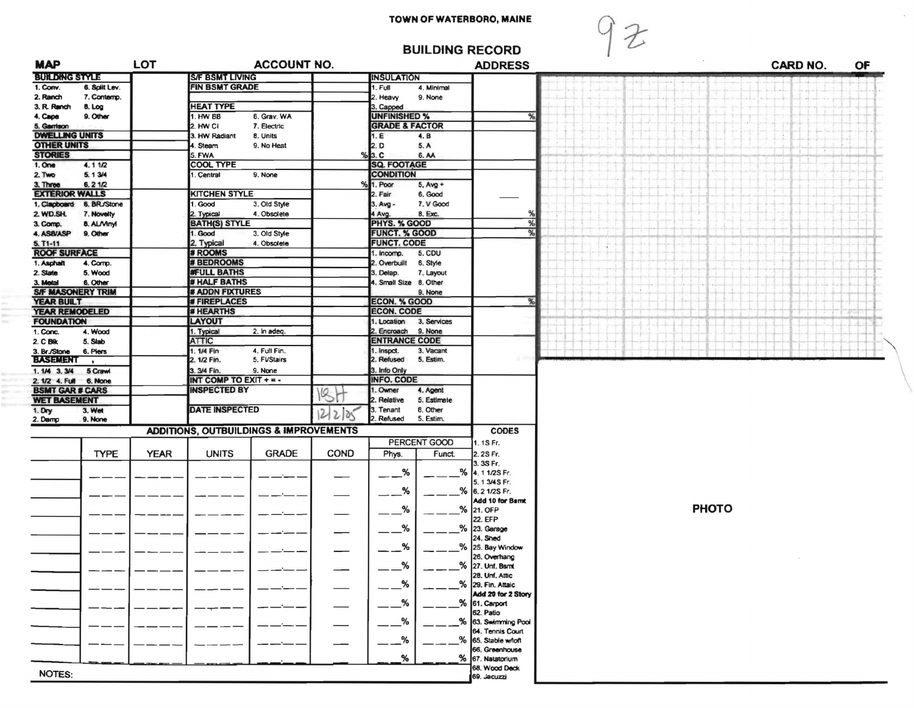TOWN OF WATERBORO, MAINE

9Z

## BUILDING RECORD

**MAP** **LOT** **ACCOUNT NO.** **ADDRESS** **CARD NO.** **OF**

| | | | | | |
|---|---|---|---|---|---|
| **BUILDING STYLE** 1. Conv. 6. Split Lev. 2. Ranch 7. Contemp. 3. R. Ranch 8. Log 4. Cape 9. Other 5. Garrison | | **S/F BSMT LIVING** | | **INSULATION** 1. Full 4. Minimal 2. Heavy 9. None 3. Capped | |
| **DWELLING UNITS** | | **FIN BSMT GRADE** | | **UNFINISHED %** | % |
| **OTHER UNITS** | | **HEAT TYPE** 1. HW BB 6. Grav. WA 2. HW CI 7. Electric 3. HW Radiant 8. Units 4. Steam 9. No Heat 5. FWA | % | **GRADE & FACTOR** 1. E 4. B 2. D 5. A 3. C 6. AA | |
| **STORIES** 1. One 4. 1 1/2 2. Two 5. 1 3/4 3. Three 6. 2 1/2 | | **COOL TYPE** 1. Central 9. None | % | **SQ. FOOTAGE** | |
| **EXTERIOR WALLS** 1. Clapboard 6. BR./Stone 2. WD.SH. 7. Novelty 3. Comp. 8. AL/Vinyl 4. ASB/ASP 9. Other 5. T1-11 | | **KITCHEN STYLE** 1. Good 3. Old Style 2. Typical 4. Obsolete | | **CONDITION** 1. Poor 5. Avg + 2. Fair 6. Good 3. Avg - 7. V Good 4. Avg. 8. Exc. | |
| | | **BATH(S) STYLE** 1. Good 3. Old Style 2. Typical 4. Obsolete | | **PHYS. % GOOD** | % |
| | | | | **FUNCT. % GOOD** | % |
| **ROOF SURFACE** 1. Asphalt 4. Comp. 2. Slate 5. Wood 3. Metal 6. Other | | **# ROOMS** | | **FUNCT. CODE** 1. Incomp. 5. CDU 2. Overbuilt 6. Style 3. Delap. 7. Layout 4. Small Size 8. Other 9. None | |
| | | **# BEDROOMS** | | | |
| | | **#FULL BATHS** | | | |
| | | **# HALF BATHS** | | | |
| **S/F MASONERY TRIM** | | **# ADDN FIXTURES** | | | |
| **YEAR BUILT** | | **# FIREPLACES** | | **ECON. % GOOD** | % |
| **YEAR REMODELED** | | **# HEARTHS** | | **ECON. CODE** 1. Location 3. Services 2. Encroach 9. None | |
| **FOUNDATION** 1. Conc. 4. Wood 2. C Blk 5. Slab 3. Br./Stone 6. Piers | | **LAYOUT** 1. Typical 2. In adeq. | | | |
| | | **ATTIC** 1. 1/4 Fin 4. Full Fin. 2. 1/2 Fin. 5. Fl/Stairs 3. 3/4 Fin. 9. None | | **ENTRANCE CODE** 1. Inspct. 3. Vacant 2. Refused 5. Estim. 3. Info Only | |
| **BASEMENT** 1. 1/4 3. 3/4 5 Crawl 2. 1/2 4. Full 6. None | | **INT COMP TO EXIT + = -** | | | |
| **BSMT GAR # CARS** | | **INSPECTED BY** | 18H | **INFO. CODE** 1. Owner 4. Agent 2. Relative 5. Estimate 3. Tenant 6. Other 2. Refused 5. Estim. | |
| **WET BASEMENT** 1. Dry 3. Wet 2. Damp 9. None | | **DATE INSPECTED** | 12/2/05 | | |

### ADDITIONS, OUTBUILDINGS & IMPROVEMENTS

| | TYPE | YEAR | UNITS | GRADE | COND | PERCENT GOOD Phys. | Funct. |
|---|---|---|---|---|---|---|---|
| | | | | | | % | % |
| | | | | | | % | % |
| | | | | | | % | % |
| | | | | | | % | % |
| | | | | | | % | % |
| | | | | | | % | % |
| | | | | | | % | % |
| | | | | | | % | % |
| | | | | | | % | % |
| | | | | | | % | % |
| | | | | | | % | % |

**CODES**
1. 1S Fr.
2. 2S Fr.
3. 3S Fr.
4. 1 1/2S Fr.
5. 1 3/4S Fr.
6. 2 1/2S Fr.
**Add 10 for Bsmt**
21. OFP
22. EFP
23. Garage
24. Shed
25. Bay Window
26. Overhang
27. Unf. Bsmt
28. Unf. Attic
29. Fin. Attaic
**Add 20 for 2 Story**
61. Carport
62. Patio
63. Swimming Pool
64. Tennis Court
65. Stable w/loft
66. Greenhouse
67. Natatorium
68. Wood Deck
69. Jacuzzi

NOTES:

PHOTO